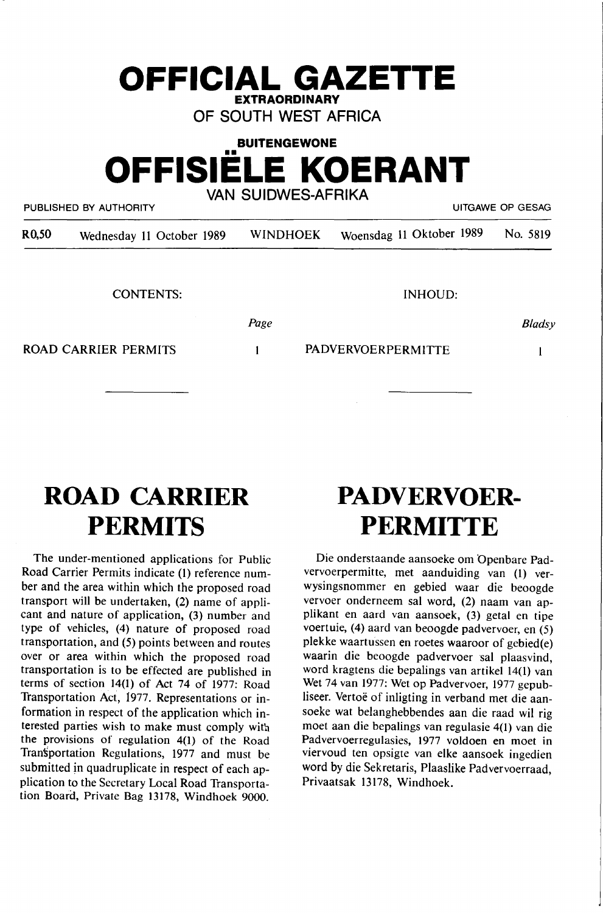# OFFICIAL GAZETTE

**EXTRAORDINARY**

OF SOUTH WEST AFRICA

**BUITENGEWONE**

# OFFISIËLE KOERANT

VAN SUIDWES-AFRIKA

PUBLISHED BY AUTHORITY — UITGAWE OP GESAG

| R0,50 | Wednesday 11 October 1989 | WINDHOEK | Woensdag 11 Oktober 1989 | No. 5819 |
|---|---|---|---|---|

| CONTENTS: | Page | INHOUD: | *Bladsy* |
|---|---|---|---|
| ROAD CARRIER PERMITS | 1 | PADVERVOERPERMITTE | 1 |

---

## ROAD CARRIER PERMITS

The under-mentioned applications for Public Road Carrier Permits indicate (1) reference number and the area within which the proposed road transport will be undertaken, (2) name of applicant and nature of application, (3) number and type of vehicles, (4) nature of proposed road transportation, and (5) points between and routes over or area within which the proposed road transportation is to be effected are published in terms of section 14(1) of Act 74 of 1977: Road Transportation Act, 1977. Representations or information in respect of the application which interested parties wish to make must comply with the provisions of regulation 4(1) of the Road Transportation Regulations, 1977 and must be submitted in quadruplicate in respect of each application to the Secretary Local Road Transportation Board, Private Bag 13178, Windhoek 9000.

## PADVERVOER-PERMITTE

Die onderstaande aansoeke om Openbare Padvervoerpermitte, met aanduiding van (1) verwysingsnommer en gebied waar die beoogde vervoer onderneem sal word, (2) naam van applikant en aard van aansoek, (3) getal en tipe voertuie, (4) aard van beoogde padvervoer, en (5) plekke waartussen en roetes waaroor of gebied(e) waarin die beoogde padvervoer sal plaasvind, word kragtens die bepalings van artikel 14(1) van Wet 74 van 1977: Wet op Padvervoer, 1977 gepubliseer. Vertoë of inligting in verband met die aansoeke wat belanghebbendes aan die raad wil rig moet aan die bepalings van regulasie 4(1) van die Padvervoerregulasies, 1977 voldoen en moet in viervoud ten opsigte van elke aansoek ingedien word by die Sekretaris, Plaaslike Padvervoerraad, Privaatsak 13178, Windhoek.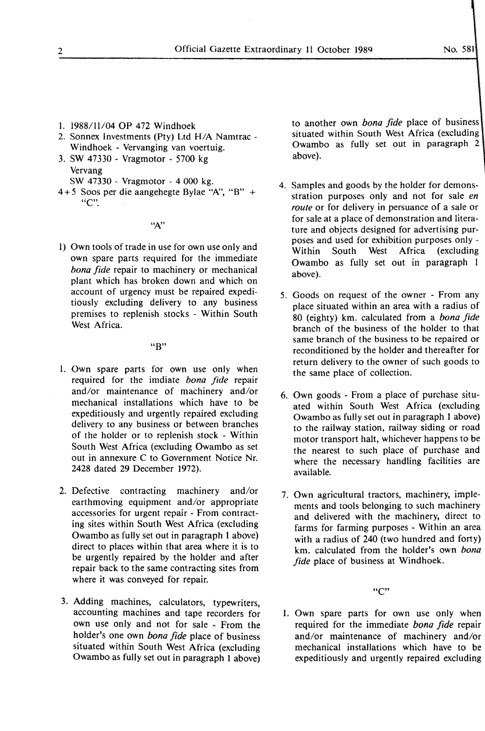1. 1988/11/04 OP 472 Windhoek
2. Sonnex Investments (Pty) Ltd H/A Namtrac - Windhoek - Vervanging van voertuig.
3. SW 47330 - Vragmotor - 5700 kg
   Vervang
   SW 47330 - Vragmotor - 4 000 kg.

4+5 Soos per die aangehegte Bylae "A", "B" + "C".

"A"

1) Own tools of trade in use for own use only and own spare parts required for the immediate *bona fide* repair to machinery or mechanical plant which has broken down and which on account of urgency must be repaired expeditiously excluding delivery to any business premises to replenish stocks - Within South West Africa.

"B"

1. Own spare parts for own use only when required for the imdiate *bona fide* repair and/or maintenance of machinery and/or mechanical installations which have to be expeditiously and urgently repaired excluding delivery to any business or between branches of the holder or to replenish stock - Within South West Africa (excluding Owambo as set out in annexure C to Government Notice Nr. 2428 dated 29 December 1972).

2. Defective contracting machinery and/or earthmoving equipment and/or appropriate accessories for urgent repair - From contracting sites within South West Africa (excluding Owambo as fully set out in paragraph 1 above) direct to places within that area where it is to be urgently repaired by the holder and after repair back to the same contracting sites from where it was conveyed for repair.

3. Adding machines, calculators, typewriters, accounting machines and tape recorders for own use only and not for sale - From the holder's one own *bona fide* place of business situated within South West Africa (excluding Owambo as fully set out in paragraph 1 above) to another own *bona fide* place of business situated within South West Africa (excluding Owambo as fully set out in paragraph 2 above).

4. Samples and goods by the holder for demonsstration purposes only and not for sale *en route* or for delivery in persuance of a sale or for sale at a place of demonstration and literature and objects designed for advertising purposes and used for exhibition purposes only - Within South West Africa (excluding Owambo as fully set out in paragraph 1 above).

5. Goods on request of the owner - From any place situated within an area with a radius of 80 (eighty) km. calculated from a *bona fide* branch of the business of the holder to that same branch of the business to be repaired or reconditioned by the holder and thereafter for return delivery to the owner of such goods to the same place of collection.

6. Own goods - From a place of purchase situated within South West Africa (excluding Owambo as fully set out in paragraph 1 above) to the railway station, railway siding or road motor transport halt, whichever happens to be the nearest to such place of purchase and where the necessary handling facilities are available.

7. Own agricultural tractors, machinery, implements and tools belonging to such machinery and delivered with the machinery, direct to farms for farming purposes - Within an area with a radius of 240 (two hundred and forty) km. calculated from the holder's own *bona fide* place of business at Windhoek.

"C"

1. Own spare parts for own use only when required for the immediate *bona fide* repair and/or maintenance of machinery and/or mechanical installations which have to be expeditiously and urgently repaired excluding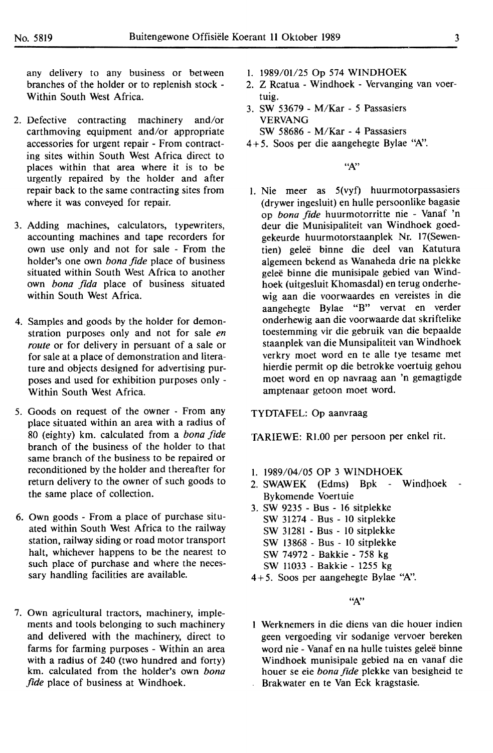any delivery to any business or between branches of the holder or to replenish stock - Within South West Africa.

2. Defective contracting machinery and/or carthmoving equipment and/or appropriate accessories for urgent repair - From contracting sites within South West Africa direct to places within that area where it is to be urgently repaired by the holder and after repair back to the same contracting sites from where it was conveyed for repair.

3. Adding machines, calculators, typewriters, accounting machines and tape recorders for own use only and not for sale - From the holder's one own *bona fide* place of business situated within South West Africa to another own *bona fida* place of business situated within South West Africa.

4. Samples and goods by the holder for demonstration purposes only and not for sale *en route* or for delivery in persuant of a sale or for sale at a place of demonstration and literature and objects designed for advertising purposes and used for exhibition purposes only - Within South West Africa.

5. Goods on request of the owner - From any place situated within an area with a radius of 80 (eighty) km. calculated from a *bona fide* branch of the business of the holder to that same branch of the business to be repaired or reconditioned by the holder and thereafter for return delivery to the owner of such goods to the same place of collection.

6. Own goods - From a place of purchase situated within South West Africa to the railway station, railway siding or road motor transport halt, whichever happens to be the nearest to such place of purchase and where the necessary handling facilities are available.

7. Own agricultural tractors, machinery, implements and tools belonging to such machinery and delivered with the machinery, direct to farms for farming purposes - Within an area with a radius of 240 (two hundred and forty) km. calculated from the holder's own *bona fide* place of business at Windhoek.

1. 1989/01/25 Op 574 WINDHOEK
2. Z Rcatua - Windhoek - Vervanging van voertuig.
3. SW 53679 - M/Kar - 5 Passasiers
   VERVANG
   SW 58686 - M/Kar - 4 Passasiers

4+5. Soos per die aangehegte Bylae "A".

"A"

1. Nie meer as 5(vyf) huurmotorpassasiers (drywer ingesluit) en hulle persoonlike bagasie op *bona fide* huurmotorritte nie - Vanaf 'n deur die Munisipaliteit van Windhoek goedgekeurde huurmotorstaanplek Nr. 17(Sewentien) geleë binne die deel van Katutura algemeen bekend as Wanaheda drie na plekke geleë binne die munisipale gebied van Windhoek (uitgesluit Khomasdal) en terug onderhewig aan die voorwaardes en vereistes in die aangehegte Bylae "B" vervat en verder onderhewig aan die voorwaarde dat skriftelike toestemming vir die gebruik van die bepaalde staanplek van die Munsipaliteit van Windhoek verkry moet word en te alle tye tesame met hierdie permit op die betrokke voertuig gehou moet word en op navraag aan 'n gemagtigde amptenaar getoon moet word.

TYDTAFEL: Op aanvraag

TARIEWE: R1.00 per persoon per enkel rit.

1. 1989/04/05 OP 3 WINDHOEK
2. SWAWEK (Edms) Bpk - Windhoek - Bykomende Voertuie
3. SW 9235 - Bus - 16 sitplekke
   SW 31274 - Bus - 10 sitplekke
   SW 31281 - Bus - 10 sitplekke
   SW 13868 - Bus - 10 sitplekke
   SW 74972 - Bakkie - 758 kg
   SW 11033 - Bakkie - 1255 kg

4+5. Soos per aangehegte Bylae "A".

"A"

1 Werknemers in die diens van die houer indien geen vergoeding vir sodanige vervoer bereken word nie - Vanaf en na hulle tuistes geleë binne Windhoek munisipale gebied na en vanaf die houer se eie *bona fide* plekke van besigheid te Brakwater en te Van Eck kragstasie.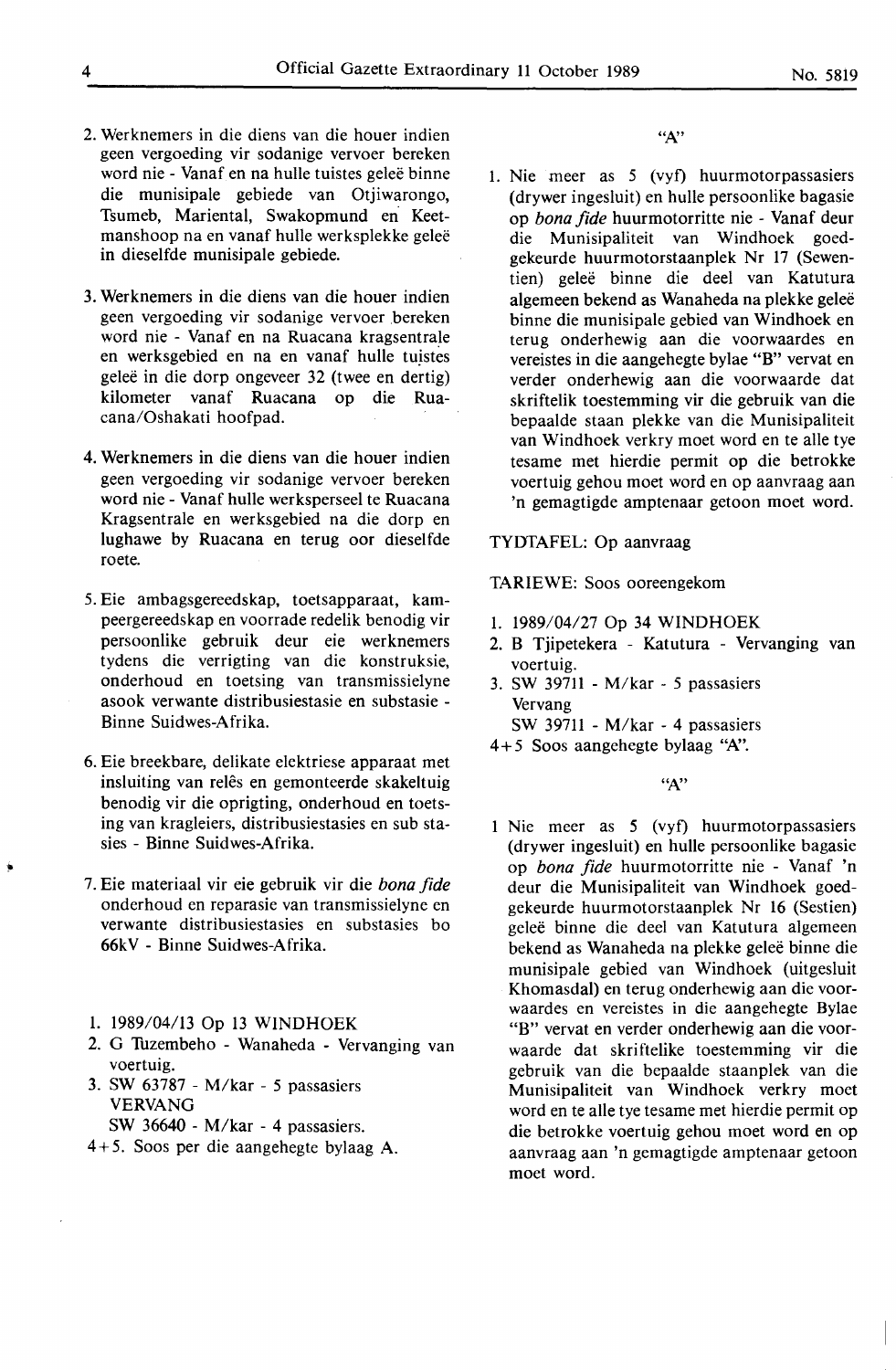2. Werknemers in die diens van die houer indien geen vergoeding vir sodanige vervoer bereken word nie - Vanaf en na hulle tuistes geleë binne die munisipale gebiede van Otjiwarongo, Tsumeb, Mariental, Swakopmund en Keetmanshoop na en vanaf hulle werksplekke geleë in dieselfde munisipale gebiede.

3. Werknemers in die diens van die houer indien geen vergoeding vir sodanige vervoer bereken word nie - Vanaf en na Ruacana kragsentrale en werksgebied en na en vanaf hulle tuistes geleë in die dorp ongeveer 32 (twee en dertig) kilometer vanaf Ruacana op die Ruacana/Oshakati hoofpad.

4. Werknemers in die diens van die houer indien geen vergoeding vir sodanige vervoer bereken word nie - Vanaf hulle werksperseel te Ruacana Kragsentrale en werksgebied na die dorp en lughawe by Ruacana en terug oor dieselfde roete.

5. Eie ambagsgereedskap, toetsapparaat, kampeergereedskap en voorrade redelik benodig vir persoonlike gebruik deur eie werknemers tydens die verrigting van die konstruksie, onderhoud en toetsing van transmissielyne asook verwante distribusiestasie en substasie - Binne Suidwes-Afrika.

6. Eie breekbare, delikate elektriese apparaat met insluiting van relês en gemonteerde skakeltuig benodig vir die oprigting, onderhoud en toetsing van kragleiers, distribusiestasies en sub stasies - Binne Suidwes-Afrika.

7. Eie materiaal vir eie gebruik vir die *bona fide* onderhoud en reparasie van transmissielyne en verwante distribusiestasies en substasies bo 66kV - Binne Suidwes-Afrika.

1. 1989/04/13 Op 13 WINDHOEK
2. G Tuzembeho - Wanaheda - Vervanging van voertuig.
3. SW 63787 - M/kar - 5 passasiers
   VERVANG
   SW 36640 - M/kar - 4 passasiers.
4. +5. Soos per die aangehegte bylaag A.

"A"

1. Nie meer as 5 (vyf) huurmotorpassasiers (drywer ingesluit) en hulle persoonlike bagasie op *bona fide* huurmotorritte nie - Vanaf deur die Munisipaliteit van Windhoek goedgekeurde huurmotorstaanplek Nr 17 (Sewentien) geleë binne die deel van Katutura algemeen bekend as Wanaheda na plekke geleë binne die munisipale gebied van Windhoek en terug onderhewig aan die voorwaardes en vereistes in die aangehegte bylae "B" vervat en verder onderhewig aan die voorwaarde dat skriftelik toestemming vir die gebruik van die bepaalde staan plekke van die Munisipaliteit van Windhoek verkry moet word en te alle tye tesame met hierdie permit op die betrokke voertuig gehou moet word en op aanvraag aan 'n gemagtigde amptenaar getoon moet word.

TYDTAFEL: Op aanvraag

TARIEWE: Soos ooreengekom

1. 1989/04/27 Op 34 WINDHOEK
2. B Tjipetekera - Katutura - Vervanging van voertuig.
3. SW 39711 - M/kar - 5 passasiers
   Vervang
   SW 39711 - M/kar - 4 passasiers
4. +5 Soos aangehegte bylaag "A".

"A"

1 Nie meer as 5 (vyf) huurmotorpassasiers (drywer ingesluit) en hulle persoonlike bagasie op *bona fide* huurmotorritte nie - Vanaf 'n deur die Munisipaliteit van Windhoek goedgekeurde huurmotorstaanplek Nr 16 (Sestien) geleë binne die deel van Katutura algemeen bekend as Wanaheda na plekke geleë binne die munisipale gebied van Windhoek (uitgesluit Khomasdal) en terug onderhewig aan die voorwaardes en vereistes in die aangehegte Bylae "B" vervat en verder onderhewig aan die voorwaarde dat skriftelike toestemming vir die gebruik van die bepaalde staanplek van die Munisipaliteit van Windhoek verkry moet word en te alle tye tesame met hierdie permit op die betrokke voertuig gehou moet word en op aanvraag aan 'n gemagtigde amptenaar getoon moet word.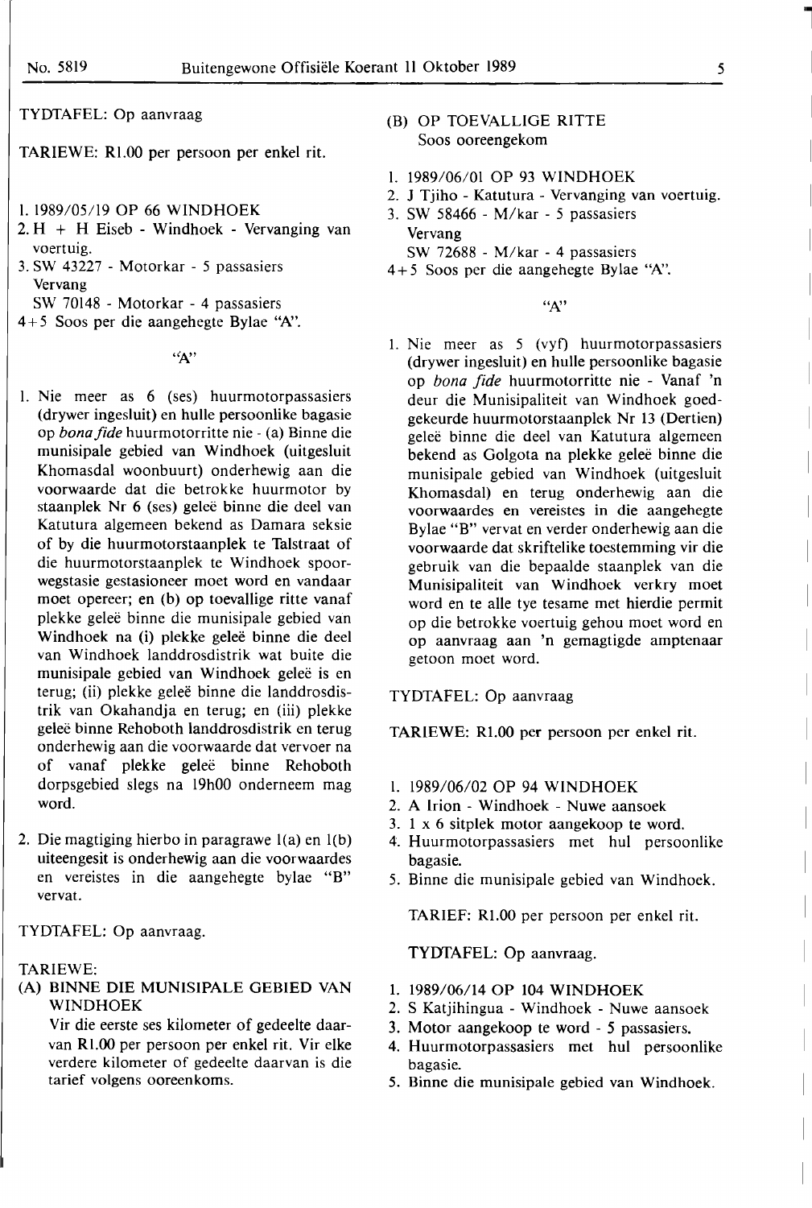TYDTAFEL: Op aanvraag

TARIEWE: R1.00 per persoon per enkel rit.

1. 1989/05/19 OP 66 WINDHOEK
2. H + H Eiseb - Windhoek - Vervanging van voertuig.
3. SW 43227 - Motorkar - 5 passasiers  
   Vervang  
   SW 70148 - Motorkar - 4 passasiers
4+5 Soos per die aangehegte Bylae "A".

"A"

1. Nie meer as 6 (ses) huurmotorpassasiers (drywer ingesluit) en hulle persoonlike bagasie op *bona fide* huurmotorritte nie - (a) Binne die munisipale gebied van Windhoek (uitgesluit Khomasdal woonbuurt) onderhewig aan die voorwaarde dat die betrokke huurmotor by staanplek Nr 6 (ses) geleë binne die deel van Katutura algemeen bekend as Damara seksie of by die huurmotorstaanplek te Talstraat of die huurmotorstaanplek te Windhoek spoorwegstasie gestasioneer moet word en vandaar moet opereer; en (b) op toevallige ritte vanaf plekke geleë binne die munisipale gebied van Windhoek na (i) plekke geleë binne die deel van Windhoek landdrosdistrik wat buite die munisipale gebied van Windhoek geleë is en terug; (ii) plekke geleë binne die landdrosdistrik van Okahandja en terug; en (iii) plekke geleë binne Rehoboth landdrosdistrik en terug onderhewig aan die voorwaarde dat vervoer na of vanaf plekke geleë binne Rehoboth dorpsgebied slegs na 19h00 onderneem mag word.

2. Die magtiging hierbo in paragrawe 1(a) en 1(b) uiteengesit is onderhewig aan die voorwaardes en vereistes in die aangehegte bylae "B" vervat.

TYDTAFEL: Op aanvraag.

TARIEWE:

(A) BINNE DIE MUNISIPALE GEBIED VAN WINDHOEK  
Vir die eerste ses kilometer of gedeelte daarvan R1.00 per persoon per enkel rit. Vir elke verdere kilometer of gedeelte daarvan is die tarief volgens ooreenkoms.

(B) OP TOEVALLIGE RITTE  
Soos ooreengekom

1. 1989/06/01 OP 93 WINDHOEK
2. J Tjiho - Katutura - Vervanging van voertuig.
3. SW 58466 - M/kar - 5 passasiers  
   Vervang  
   SW 72688 - M/kar - 4 passasiers
4+5 Soos per die aangehegte Bylae "A".

"A"

1. Nie meer as 5 (vyf) huurmotorpassasiers (drywer ingesluit) en hulle persoonlike bagasie op *bona fide* huurmotorritte nie - Vanaf 'n deur die Munisipaliteit van Windhoek goedgekeurde huurmotorstaanplek Nr 13 (Dertien) geleë binne die deel van Katutura algemeen bekend as Golgota na plekke geleë binne die munisipale gebied van Windhoek (uitgesluit Khomasdal) en terug onderhewig aan die voorwaardes en vereistes in die aangehegte Bylae "B" vervat en verder onderhewig aan die voorwaarde dat skriftelike toestemming vir die gebruik van die bepaalde staanplek van die Munisipaliteit van Windhoek verkry moet word en te alle tye tesame met hierdie permit op die betrokke voertuig gehou moet word en op aanvraag aan 'n gemagtigde amptenaar getoon moet word.

TYDTAFEL: Op aanvraag

TARIEWE: R1.00 per persoon per enkel rit.

1. 1989/06/02 OP 94 WINDHOEK
2. A Irion - Windhoek - Nuwe aansoek
3. 1 x 6 sitplek motor aangekoop te word.
4. Huurmotorpassasiers met hul persoonlike bagasie.
5. Binne die munisipale gebied van Windhoek.

TARIEF: R1.00 per persoon per enkel rit.

TYDTAFEL: Op aanvraag.

1. 1989/06/14 OP 104 WINDHOEK
2. S Katjihingua - Windhoek - Nuwe aansoek
3. Motor aangekoop te word - 5 passasiers.
4. Huurmotorpassasiers met hul persoonlike bagasie.
5. Binne die munisipale gebied van Windhoek.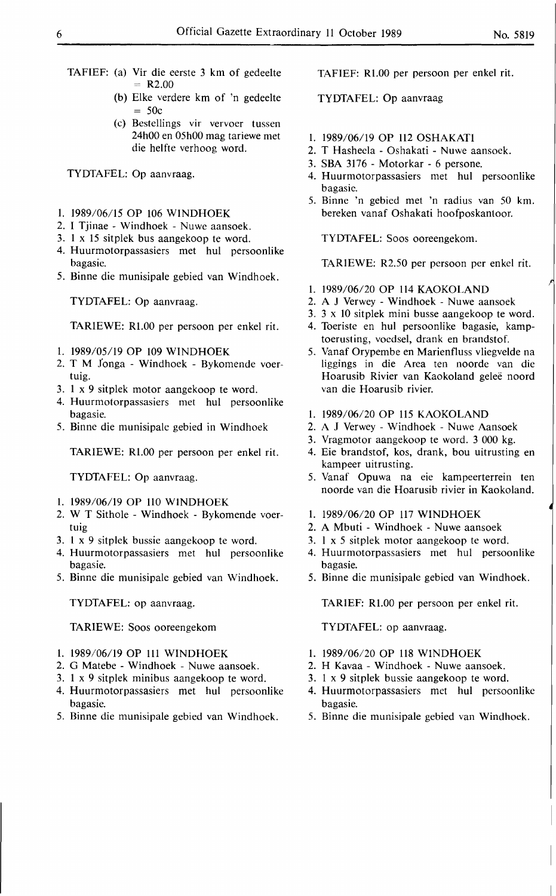TAFIEF: (a) Vir die eerste 3 km of gedeelte = R2.00

(b) Elke verdere km of 'n gedeelte = 50c

(c) Bestellings vir vervoer tussen 24h00 en 05h00 mag tariewe met die helfte verhoog word.

TYDTAFEL: Op aanvraag.

1. 1989/06/15 OP 106 WINDHOEK
2. I Tjinae - Windhoek - Nuwe aansoek.
3. 1 x 15 sitplek bus aangekoop te word.
4. Huurmotorpassasiers met hul persoonlike bagasie.
5. Binne die munisipale gebied van Windhoek.

TYDTAFEL: Op aanvraag.

TARIEWE: R1.00 per persoon per enkel rit.

1. 1989/05/19 OP 109 WINDHOEK
2. T M Jonga - Windhoek - Bykomende voertuig.
3. 1 x 9 sitplek motor aangekoop te word.
4. Huurmotorpassasiers met hul persoonlike bagasie.
5. Binne die munisipale gebied in Windhoek

TARIEWE: R1.00 per persoon per enkel rit.

TYDTAFEL: Op aanvraag.

1. 1989/06/19 OP 110 WINDHOEK
2. W T Sithole - Windhoek - Bykomende voertuig
3. 1 x 9 sitplek bussie aangekoop te word.
4. Huurmotorpassasiers met hul persoonlike bagasie.
5. Binne die munisipale gebied van Windhoek.

TYDTAFEL: op aanvraag.

TARIEWE: Soos ooreengekom

1. 1989/06/19 OP 111 WINDHOEK
2. G Matebe - Windhoek - Nuwe aansoek.
3. 1 x 9 sitplek minibus aangekoop te word.
4. Huurmotorpassasiers met hul persoonlike bagasie.
5. Binne die munisipale gebied van Windhoek.

TAFIEF: R1.00 per persoon per enkel rit.

TYDTAFEL: Op aanvraag

1. 1989/06/19 OP 112 OSHAKATI
2. T Hasheela - Oshakati - Nuwe aansoek.
3. SBA 3176 - Motorkar - 6 persone.
4. Huurmotorpassasiers met hul persoonlike bagasie.
5. Binne 'n gebied met 'n radius van 50 km. bereken vanaf Oshakati hoofposkantoor.

TYDTAFEL: Soos ooreengekom.

TARIEWE: R2.50 per persoon per enkel rit.

1. 1989/06/20 OP 114 KAOKOLAND
2. A J Verwey - Windhoek - Nuwe aansoek
3. 3 x 10 sitplek mini busse aangekoop te word.
4. Toeriste en hul persoonlike bagasie, kamptoerusting, voedsel, drank en brandstof.
5. Vanaf Orypembe en Marienfluss vliegvelde na liggings in die Area ten noorde van die Hoarusib Rivier van Kaokoland geleë noord van die Hoarusib rivier.

1. 1989/06/20 OP 115 KAOKOLAND
2. A J Verwey - Windhoek - Nuwe Aansoek
3. Vragmotor aangekoop te word. 3 000 kg.
4. Eie brandstof, kos, drank, bou uitrusting en kampeer uitrusting.
5. Vanaf Opuwa na eie kampeerterrein ten noorde van die Hoarusib rivier in Kaokoland.

1. 1989/06/20 OP 117 WINDHOEK
2. A Mbuti - Windhoek - Nuwe aansoek
3. 1 x 5 sitplek motor aangekoop te word.
4. Huurmotorpassasiers met hul persoonlike bagasie.
5. Binne die munisipale gebied van Windhoek.

TARIEF: R1.00 per persoon per enkel rit.

TYDTAFEL: op aanvraag.

1. 1989/06/20 OP 118 WINDHOEK
2. H Kavaa - Windhoek - Nuwe aansoek.
3. 1 x 9 sitplek bussie aangekoop te word.
4. Huurmotorpassasiers met hul persoonlike bagasie.
5. Binne die munisipale gebied van Windhoek.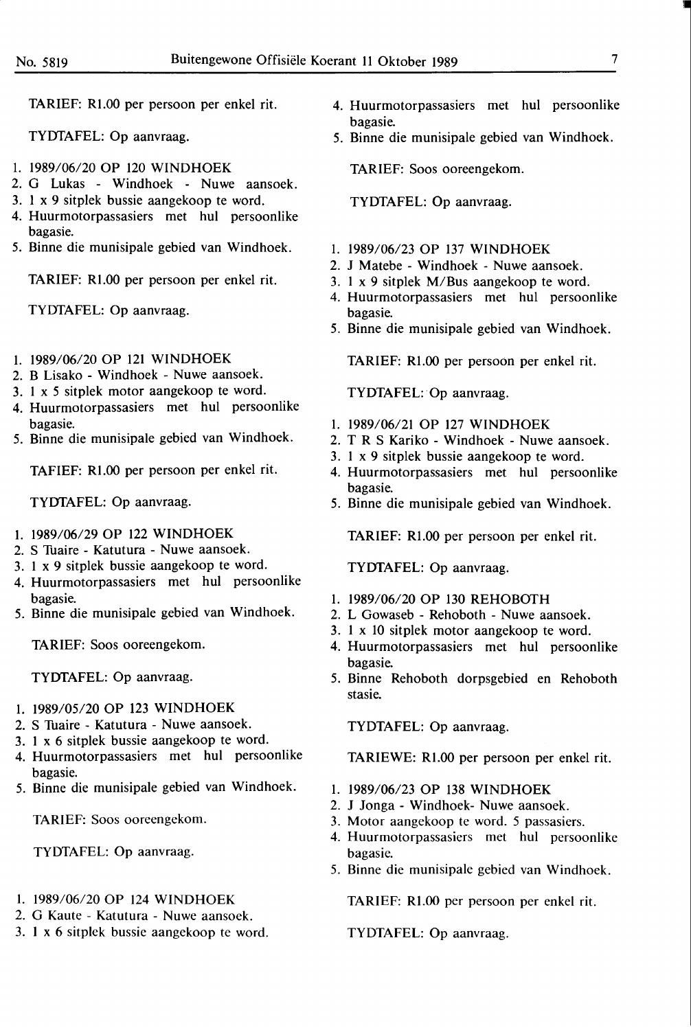TARIEF: R1.00 per persoon per enkel rit.

TYDTAFEL: Op aanvraag.

1. 1989/06/20 OP 120 WINDHOEK
2. G Lukas - Windhoek - Nuwe aansoek.
3. 1 x 9 sitplek bussie aangekoop te word.
4. Huurmotorpassasiers met hul persoonlike bagasie.
5. Binne die munisipale gebied van Windhoek.

TARIEF: R1.00 per persoon per enkel rit.

TYDTAFEL: Op aanvraag.

1. 1989/06/20 OP 121 WINDHOEK
2. B Lisako - Windhoek - Nuwe aansoek.
3. 1 x 5 sitplek motor aangekoop te word.
4. Huurmotorpassasiers met hul persoonlike bagasie.
5. Binne die munisipale gebied van Windhoek.

TAFIEF: R1.00 per persoon per enkel rit.

TYDTAFEL: Op aanvraag.

1. 1989/06/29 OP 122 WINDHOEK
2. S Tuaire - Katutura - Nuwe aansoek.
3. 1 x 9 sitplek bussie aangekoop te word.
4. Huurmotorpassasiers met hul persoonlike bagasie.
5. Binne die munisipale gebied van Windhoek.

TARIEF: Soos ooreengekom.

TYDTAFEL: Op aanvraag.

1. 1989/05/20 OP 123 WINDHOEK
2. S Tuaire - Katutura - Nuwe aansoek.
3. 1 x 6 sitplek bussie aangekoop te word.
4. Huurmotorpassasiers met hul persoonlike bagasie.
5. Binne die munisipale gebied van Windhoek.

TARIEF: Soos ooreengekom.

TYDTAFEL: Op aanvraag.

1. 1989/06/20 OP 124 WINDHOEK
2. G Kaute - Katutura - Nuwe aansoek.
3. 1 x 6 sitplek bussie aangekoop te word.
4. Huurmotorpassasiers met hul persoonlike bagasie.
5. Binne die munisipale gebied van Windhoek.

TARIEF: Soos ooreengekom.

TYDTAFEL: Op aanvraag.

1. 1989/06/23 OP 137 WINDHOEK
2. J Matebe - Windhoek - Nuwe aansoek.
3. 1 x 9 sitplek M/Bus aangekoop te word.
4. Huurmotorpassasiers met hul persoonlike bagasie.
5. Binne die munisipale gebied van Windhoek.

TARIEF: R1.00 per persoon per enkel rit.

TYDTAFEL: Op aanvraag.

1. 1989/06/21 OP 127 WINDHOEK
2. T R S Kariko - Windhoek - Nuwe aansoek.
3. 1 x 9 sitplek bussie aangekoop te word.
4. Huurmotorpassasiers met hul persoonlike bagasie.
5. Binne die munisipale gebied van Windhoek.

TARIEF: R1.00 per persoon per enkel rit.

TYDTAFEL: Op aanvraag.

1. 1989/06/20 OP 130 REHOBOTH
2. L Gowaseb - Rehoboth - Nuwe aansoek.
3. 1 x 10 sitplek motor aangekoop te word.
4. Huurmotorpassasiers met hul persoonlike bagasie.
5. Binne Rehoboth dorpsgebied en Rehoboth stasie.

TYDTAFEL: Op aanvraag.

TARIEWE: R1.00 per persoon per enkel rit.

1. 1989/06/23 OP 138 WINDHOEK
2. J Jonga - Windhoek- Nuwe aansoek.
3. Motor aangekoop te word. 5 passasiers.
4. Huurmotorpassasiers met hul persoonlike bagasie.
5. Binne die munisipale gebied van Windhoek.

TARIEF: R1.00 per persoon per enkel rit.

TYDTAFEL: Op aanvraag.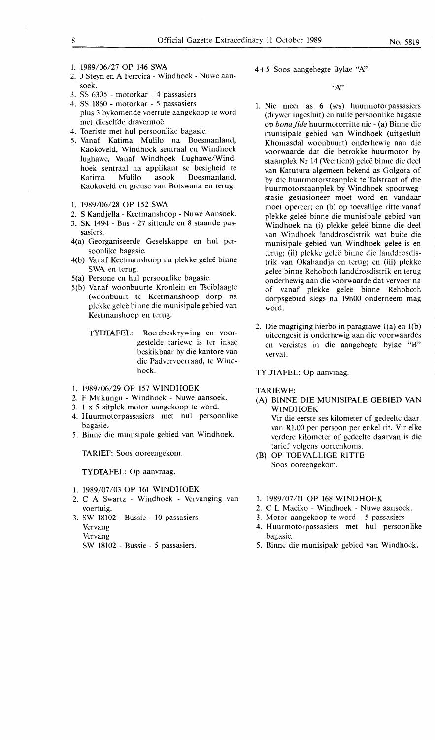1. 1989/06/27 OP 146 SWA
2. J Steyn en A Ferreira - Windhoek - Nuwe aansoek.
3. SS 6305 - motorkar - 4 passasiers
4. SS 1860 - motorkar - 5 passasiers
   plus 3 bykomende voertuie aangekoop te word met dieselfde dravermoë
4. Toeriste met hul persoonlike bagasie.
5. Vanaf Katima Mulilo na Boesmanland, Kaokoveld, Windhoek sentraal en Windhoek lughawe, Vanaf Windhoek Lughawe/Windhoek sentraal na applikant se besigheid te Katima Mulilo asook Boesmanland, Kaokoveld en grense van Botswana en terug.

1. 1989/06/28 OP 152 SWA
2. S Kandjella - Keetmanshoop - Nuwe Aansoek.
3. SK 1494 - Bus - 27 sittende en 8 staande passasiers.
4(a) Georganiseerde Geselskappe en hul persoonlike bagasie.
4(b) Vanaf Keetmanshoop na plekke geleë binne SWA en terug.
5(a) Persone en hul persoonlike bagasie.
5(b) Vanaf woonbuurte Krönlein en Tseiblaagte (woonbuurt te Keetmanshoop dorp na plekke geleë binne die munisipale gebied van Keetmanshoop en terug.

TYDTAFEL: Roetebeskrywing en voorgestelde tariewe is ter insae beskikbaar by die kantore van die Padvervoerraad, te Windhoek.

1. 1989/06/29 OP 157 WINDHOEK
2. F Mukungu - Windhoek - Nuwe aansoek.
3. 1 x 5 sitplek motor aangekoop te word.
4. Huurmotorpassasiers met hul persoonlike bagasie.
5. Binne die munisipale gebied van Windhoek.

TARIEF: Soos ooreengekom.

TYDTAFEL: Op aanvraag.

1. 1989/07/03 OP 161 WINDHOEK
2. C A Swartz - Windhoek - Vervanging van voertuig.
3. SW 18102 - Bussie - 10 passasiers
   Vervang
   Vervang
   SW 18102 - Bussie - 5 passasiers.

4+5 Soos aangehegte Bylae "A"

"A"

1. Nie meer as 6 (ses) huurmotorpassasiers (drywer ingesluit) en hulle persoonlike bagasie op *bona fide* huurmotorritte nie - (a) Binne die munisipale gebied van Windhoek (uitgesluit Khomasdal woonbuurt) onderhewig aan die voorwaarde dat die betrokke huurmotor by staanplek Nr 14 (Veertien)) geleë binne die deel van Katutura algemeen bekend as Golgota of by die huurmotorstaanplek te Talstraat of die huurmotorstaanplek by Windhoek spoorwegstasie gestasioneer moet word en vandaar moet opereer; en (b) op toevallige ritte vanaf plekke geleë binne die munisipale gebied van Windhoek na (i) plekke geleë binne die deel van Windhoek landdrosdistrik wat buite die munisipale gebied van Windhoek geleë is en terug; (ii) plekke geleë binne die landdrosdistrik van Okahandja en terug; en (iii) plekke geleë binne Rehoboth landdrosdistrik en terug onderhewig aan die voorwaarde dat vervoer na of vanaf plekke geleë binne Rehoboth dorpsgebied slegs na 19h00 onderneem mag word.

2. Die magtiging hierbo in paragrawe 1(a) en 1(b) uiteengesit is onderhewig aan die voorwaardes en vereistes in die aangehegte bylae "B" vervat.

TYDTAFEL: Op aanvraag.

TARIEWE:

(A) BINNE DIE MUNISIPALE GEBIED VAN WINDHOEK
Vir die eerste ses kilometer of gedeelte daarvan R1.00 per persoon per enkel rit. Vir elke verdere kilometer of gedeelte daarvan is die tarief volgens ooreenkoms.

(B) OP TOEVALLIGE RITTE
Soos ooreengekom.

1. 1989/07/11 OP 168 WINDHOEK
2. C L Maciko - Windhoek - Nuwe aansoek.
3. Motor aangekoop te word - 5 passasiers
4. Huurmotorpassasiers met hul persoonlike bagasie.
5. Binne die munisipale gebied van Windhoek.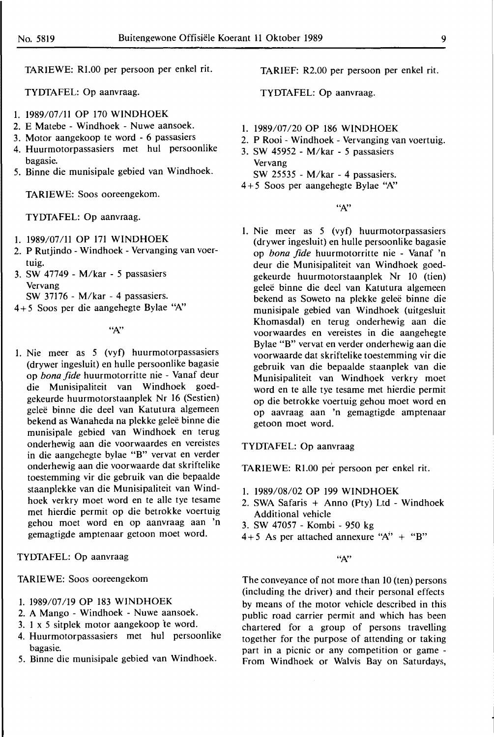TARIEWE: R1.00 per persoon per enkel rit.

TYDTAFEL: Op aanvraag.

1. 1989/07/11 OP 170 WINDHOEK
2. E Matebe - Windhoek - Nuwe aansoek.
3. Motor aangekoop te word - 6 passasiers
4. Huurmotorpassasiers met hul persoonlike bagasie.
5. Binne die munisipale gebied van Windhoek.

TARIEWE: Soos ooreengekom.

TYDTAFEL: Op aanvraag.

1. 1989/07/11 OP 171 WINDHOEK
2. P Rutjindo - Windhoek - Vervanging van voertuig.
3. SW 47749 - M/kar - 5 passasiers
   Vervang
   SW 37176 - M/kar - 4 passasiers.

4+5 Soos per die aangehegte Bylae "A"

"A"

1. Nie meer as 5 (vyf) huurmotorpassasiers (drywer ingesluit) en hulle persoonlike bagasie op *bona fide* huurmotorritte nie - Vanaf deur die Munisipaliteit van Windhoek goedgekeurde huurmotorstaanplek Nr 16 (Sestien) geleë binne die deel van Katutura algemeen bekend as Wanaheda na plekke geleë binne die munisipale gebied van Windhoek en terug onderhewig aan die voorwaardes en vereistes in die aangehegte bylae "B" vervat en verder onderhewig aan die voorwaarde dat skriftelike toestemming vir die gebruik van die bepaalde staanplekke van die Munisipaliteit van Windhoek verkry moet word en te alle tye tesame met hierdie permit op die betrokke voertuig gehou moet word en op aanvraag aan 'n gemagtigde amptenaar getoon moet word.

TYDTAFEL: Op aanvraag

TARIEWE: Soos ooreengekom

1. 1989/07/19 OP 183 WINDHOEK
2. A Mango - Windhoek - Nuwe aansoek.
3. 1 x 5 sitplek motor aangekoop te word.
4. Huurmotorpassasiers met hul persoonlike bagasie.
5. Binne die munisipale gebied van Windhoek.

TARIEF: R2.00 per persoon per enkel rit.

TYDTAFEL: Op aanvraag.

1. 1989/07/20 OP 186 WINDHOEK
2. P Rooi - Windhoek - Vervanging van voertuig.
3. SW 45952 - M/kar - 5 passasiers
   Vervang
   SW 25535 - M/kar - 4 passasiers.

4+5 Soos per aangehegte Bylae "A"

"A"

1. Nie meer as 5 (vyf) huurmotorpassasiers (drywer ingesluit) en hulle persoonlike bagasie op *bona fide* huurmotorritte nie - Vanaf 'n deur die Munisipaliteit van Windhoek goedgekeurde huurmotorstaanplek Nr 10 (tien) geleë binne die deel van Katutura algemeen bekend as Soweto na plekke geleë binne die munisipale gebied van Windhoek (uitgesluit Khomasdal) en terug onderhewig aan die voorwaardes en vereistes in die aangehegte Bylae "B" vervat en verder onderhewig aan die voorwaarde dat skriftelike toestemming vir die gebruik van die bepaalde staanplek van die Munisipaliteit van Windhoek verkry moet word en te alle tye tesame met hierdie permit op die betrokke voertuig gehou moet word en op aavraag aan 'n gemagtigde amptenaar getoon moet word.

TYDTAFEL: Op aanvraag

TARIEWE: R1.00 per persoon per enkel rit.

1. 1989/08/02 OP 199 WINDHOEK
2. SWA Safaris + Anno (Pty) Ltd - Windhoek Additional vehicle
3. SW 47057 - Kombi - 950 kg

4+5 As per attached annexure "A" + "B"

"A"

The conveyance of not more than 10 (ten) persons (including the driver) and their personal effects by means of the motor vehicle described in this public road carrier permit and which has been chartered for a group of persons travelling together for the purpose of attending or taking part in a picnic or any competition or game - From Windhoek or Walvis Bay on Saturdays,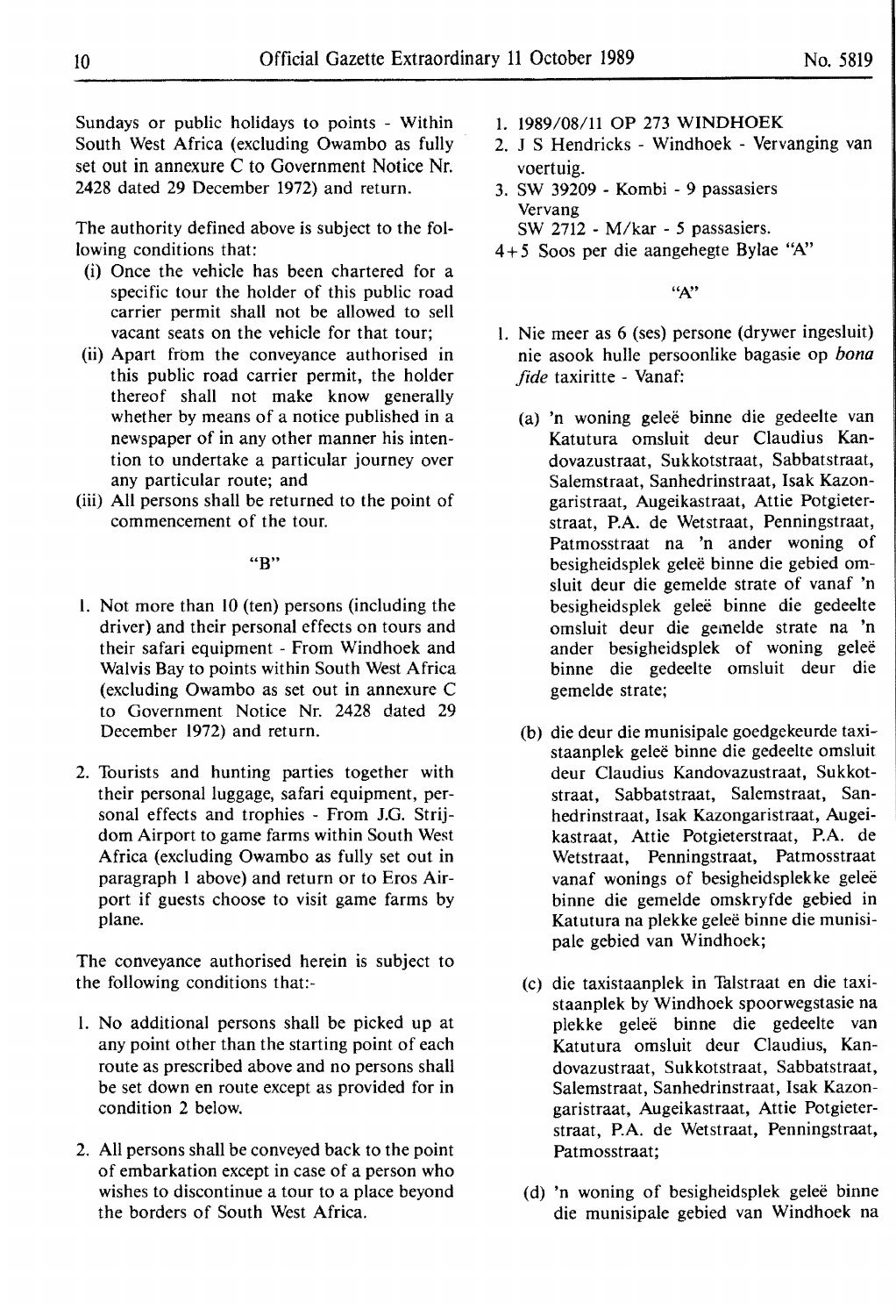Sundays or public holidays to points - Within South West Africa (excluding Owambo as fully set out in annexure C to Government Notice Nr. 2428 dated 29 December 1972) and return.

The authority defined above is subject to the following conditions that:

(i) Once the vehicle has been chartered for a specific tour the holder of this public road carrier permit shall not be allowed to sell vacant seats on the vehicle for that tour;

(ii) Apart from the conveyance authorised in this public road carrier permit, the holder thereof shall not make know generally whether by means of a notice published in a newspaper of in any other manner his intention to undertake a particular journey over any particular route; and

(iii) All persons shall be returned to the point of commencement of the tour.

"B"

1. Not more than 10 (ten) persons (including the driver) and their personal effects on tours and their safari equipment - From Windhoek and Walvis Bay to points within South West Africa (excluding Owambo as set out in annexure C to Government Notice Nr. 2428 dated 29 December 1972) and return.

2. Tourists and hunting parties together with their personal luggage, safari equipment, personal effects and trophies - From J.G. Strijdom Airport to game farms within South West Africa (excluding Owambo as fully set out in paragraph 1 above) and return or to Eros Airport if guests choose to visit game farms by plane.

The conveyance authorised herein is subject to the following conditions that:-

1. No additional persons shall be picked up at any point other than the starting point of each route as prescribed above and no persons shall be set down en route except as provided for in condition 2 below.

2. All persons shall be conveyed back to the point of embarkation except in case of a person who wishes to discontinue a tour to a place beyond the borders of South West Africa.

1. 1989/08/11 OP 273 WINDHOEK
2. J S Hendricks - Windhoek - Vervanging van voertuig.
3. SW 39209 - Kombi - 9 passasiers Vervang SW 2712 - M/kar - 5 passasiers.

4+5 Soos per die aangehegte Bylae "A"

"A"

1. Nie meer as 6 (ses) persone (drywer ingesluit) nie asook hulle persoonlike bagasie op *bona fide* taxiritte - Vanaf:

   (a) 'n woning geleë binne die gedeelte van Katutura omsluit deur Claudius Kandovazustraat, Sukkotstraat, Sabbatstraat, Salemstraat, Sanhedrinstraat, Isak Kazongaristraat, Augeikastraat, Attie Potgieterstraat, P.A. de Wetstraat, Penningstraat, Patmosstraat na 'n ander woning of besigheidsplek geleë binne die gebied omsluit deur die gemelde strate of vanaf 'n besigheidsplek geleë binne die gedeelte omsluit deur die gemelde strate na 'n ander besigheidsplek of woning geleë binne die gedeelte omsluit deur die gemelde strate;

   (b) die deur die munisipale goedgekeurde taxistaanplek geleë binne die gedeelte omsluit deur Claudius Kandovazustraat, Sukkotstraat, Sabbatstraat, Salemstraat, Sanhedrinstraat, Isak Kazongaristraat, Augeikastraat, Attie Potgieterstraat, P.A. de Wetstraat, Penningstraat, Patmosstraat vanaf wonings of besigheidsplekke geleë binne die gemelde omskryfde gebied in Katutura na plekke geleë binne die munisipale gebied van Windhoek;

   (c) die taxistaanplek in Talstraat en die taxistaanplek by Windhoek spoorwegstasie na plekke geleë binne die gedeelte van Katutura omsluit deur Claudius, Kandovazustraat, Sukkotstraat, Sabbatstraat, Salemstraat, Sanhedrinstraat, Isak Kazongaristraat, Augeikastraat, Attie Potgieterstraat, P.A. de Wetstraat, Penningstraat, Patmosstraat;

   (d) 'n woning of besigheidsplek geleë binne die munisipale gebied van Windhoek na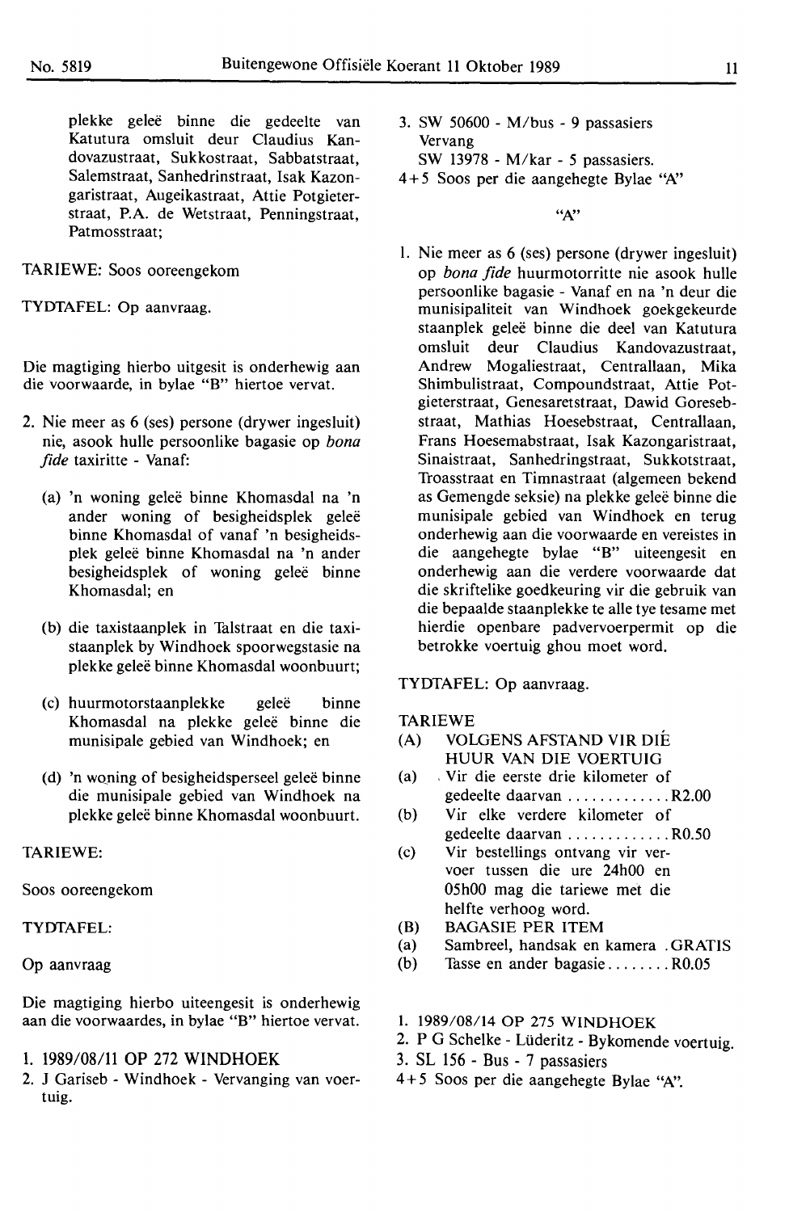plekke geleë binne die gedeelte van Katutura omsluit deur Claudius Kandovazustraat, Sukkostraat, Sabbatstraat, Salemstraat, Sanhedrinstraat, Isak Kazongaristraat, Augeikastraat, Attie Potgieterstraat, P.A. de Wetstraat, Penningstraat, Patmosstraat;

TARIEWE: Soos ooreengekom

TYDTAFEL: Op aanvraag.

Die magtiging hierbo uitgesit is onderhewig aan die voorwaarde, in bylae "B" hiertoe vervat.

2. Nie meer as 6 (ses) persone (drywer ingesluit) nie, asook hulle persoonlike bagasie op *bona fide* taxiritte - Vanaf:

   (a) 'n woning geleë binne Khomasdal na 'n ander woning of besigheidsplek geleë binne Khomasdal of vanaf 'n besigheidsplek geleë binne Khomasdal na 'n ander besigheidsplek of woning geleë binne Khomasdal; en

   (b) die taxistaanplek in Talstraat en die taxistaanplek by Windhoek spoorwegstasie na plekke geleë binne Khomasdal woonbuurt;

   (c) huurmotorstaanplekke geleë binne Khomasdal na plekke geleë binne die munisipale gebied van Windhoek; en

   (d) 'n woning of besigheidsperseel geleë binne die munisipale gebied van Windhoek na plekke geleë binne Khomasdal woonbuurt.

TARIEWE:

Soos ooreengekom

TYDTAFEL:

Op aanvraag

Die magtiging hierbo uiteengesit is onderhewig aan die voorwaardes, in bylae "B" hiertoe vervat.

1. 1989/08/11 OP 272 WINDHOEK
2. J Gariseb - Windhoek - Vervanging van voertuig.
3. SW 50600 - M/bus - 9 passasiers
   Vervang
   SW 13978 - M/kar - 5 passasiers.

4+5 Soos per die aangehegte Bylae "A"

"A"

1. Nie meer as 6 (ses) persone (drywer ingesluit) op *bona fide* huurmotorritte nie asook hulle persoonlike bagasie - Vanaf en na 'n deur die munisipaliteit van Windhoek goekgekeurde staanplek geleë binne die deel van Katutura omsluit deur Claudius Kandovazustraat, Andrew Mogaliestraat, Centrallaan, Mika Shimbulistraat, Compoundstraat, Attie Potgieterstraat, Genesaretstraat, Dawid Gorasebstraat, Mathias Hoesebstraat, Centrallaan, Frans Hoesemabstraat, Isak Kazongaristraat, Sinaistraat, Sanhedringstraat, Sukkotstraat, Troasstraat en Timnastraat (algemeen bekend as Gemengde seksie) na plekke geleë binne die munisipale gebied van Windhoek en terug onderhewig aan die voorwaarde en vereistes in die aangehegte bylae "B" uiteengesit en onderhewig aan die verdere voorwaarde dat die skriftelike goedkeuring vir die gebruik van die bepaalde staanplekke te alle tye tesame met hierdie openbare padvervoerpermit op die betrokke voertuig ghou moet word.

TYDTAFEL: Op aanvraag.

TARIEWE

(A) VOLGENS AFSTAND VIR DIE HUUR VAN DIE VOERTUIG

(a) Vir die eerste drie kilometer of gedeelte daarvan ............. R2.00

(b) Vir elke verdere kilometer of gedeelte daarvan ............. R0.50

(c) Vir bestellings ontvang vir vervoer tussen die ure 24h00 en 05h00 mag die tariewe met die helfte verhoog word.

(B) BAGASIE PER ITEM

(a) Sambreel, handsak en kamera . GRATIS

(b) Tasse en ander bagasie ........ R0.05

1. 1989/08/14 OP 275 WINDHOEK
2. P G Schelke - Lüderitz - Bykomende voertuig.
3. SL 156 - Bus - 7 passasiers

4+5 Soos per die aangehegte Bylae "A".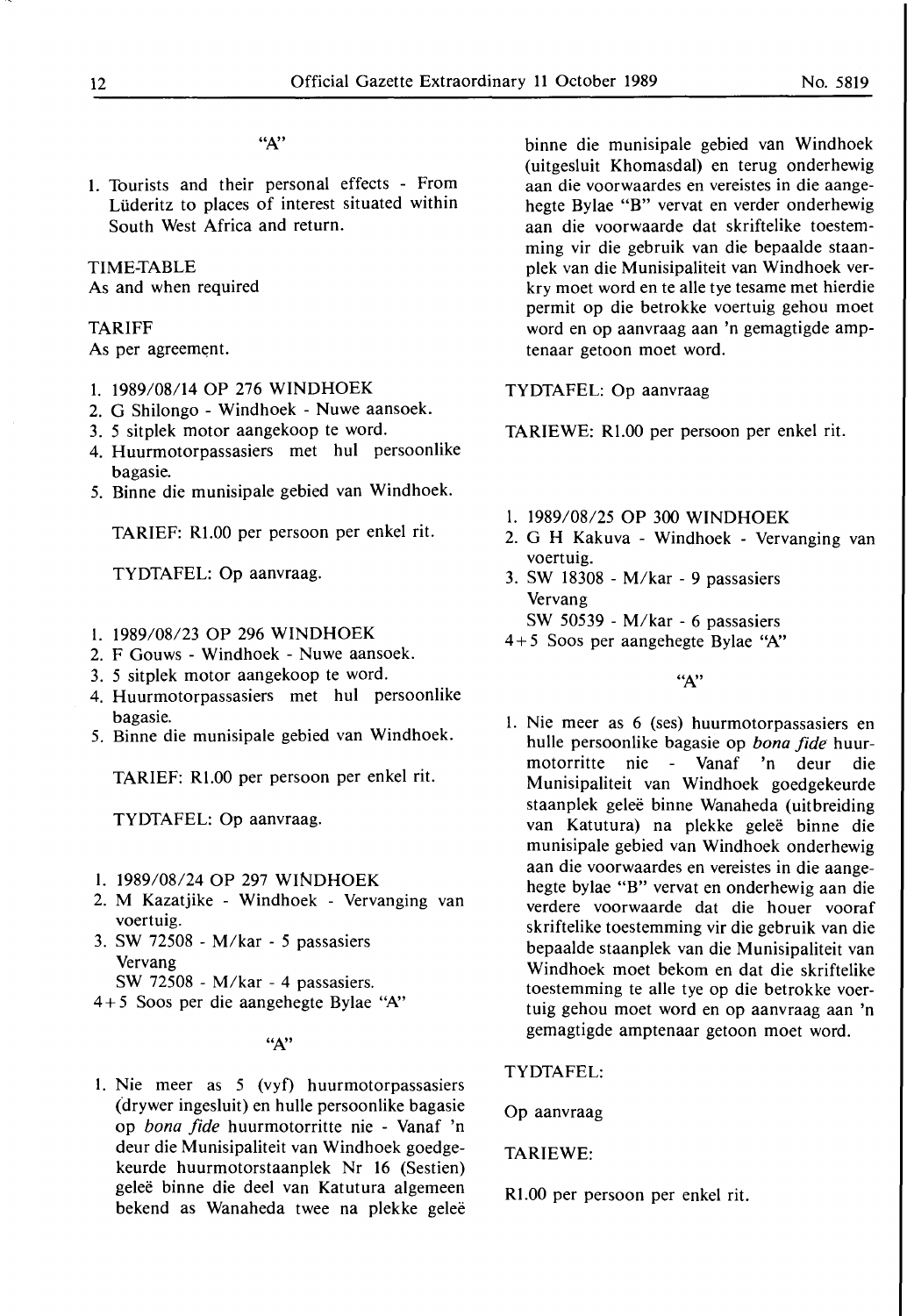"A"

1. Tourists and their personal effects - From Lüderitz to places of interest situated within South West Africa and return.

TIME-TABLE
As and when required

TARIFF
As per agreement.

1. 1989/08/14 OP 276 WINDHOEK
2. G Shilongo - Windhoek - Nuwe aansoek.
3. 5 sitplek motor aangekoop te word.
4. Huurmotorpassasiers met hul persoonlike bagasie.
5. Binne die munisipale gebied van Windhoek.

TARIEF: R1.00 per persoon per enkel rit.

TYDTAFEL: Op aanvraag.

1. 1989/08/23 OP 296 WINDHOEK
2. F Gouws - Windhoek - Nuwe aansoek.
3. 5 sitplek motor aangekoop te word.
4. Huurmotorpassasiers met hul persoonlike bagasie.
5. Binne die munisipale gebied van Windhoek.

TARIEF: R1.00 per persoon per enkel rit.

TYDTAFEL: Op aanvraag.

1. 1989/08/24 OP 297 WINDHOEK
2. M Kazatjike - Windhoek - Vervanging van voertuig.
3. SW 72508 - M/kar - 5 passasiers
   Vervang
   SW 72508 - M/kar - 4 passasiers.

4+5 Soos per die aangehegte Bylae "A"

"A"

1. Nie meer as 5 (vyf) huurmotorpassasiers (drywer ingesluit) en hulle persoonlike bagasie op *bona fide* huurmotorritte nie - Vanaf 'n deur die Munisipaliteit van Windhoek goedgekeurde huurmotorstaanplek Nr 16 (Sestien) geleë binne die deel van Katutura algemeen bekend as Wanaheda twee na plekke geleë binne die munisipale gebied van Windhoek (uitgesluit Khomasdal) en terug onderhewig aan die voorwaardes en vereistes in die aangehegte Bylae "B" vervat en verder onderhewig aan die voorwaarde dat skriftelike toestemming vir die gebruik van die bepaalde staanplek van die Munisipaliteit van Windhoek verkry moet word en te alle tye tesame met hierdie permit op die betrokke voertuig gehou moet word en op aanvraag aan 'n gemagtigde amptenaar getoon moet word.

TYDTAFEL: Op aanvraag

TARIEWE: R1.00 per persoon per enkel rit.

1. 1989/08/25 OP 300 WINDHOEK
2. G H Kakuva - Windhoek - Vervanging van voertuig.
3. SW 18308 - M/kar - 9 passasiers
   Vervang
   SW 50539 - M/kar - 6 passasiers

4+5 Soos per aangehegte Bylae "A"

"A"

1. Nie meer as 6 (ses) huurmotorpassasiers en hulle persoonlike bagasie op *bona fide* huurmotorritte nie - Vanaf 'n deur die Munisipaliteit van Windhoek goedgekeurde staanplek geleë binne Wanaheda (uitbreiding van Katutura) na plekke geleë binne die munisipale gebied van Windhoek onderhewig aan die voorwaardes en vereistes in die aangehegte bylae "B" vervat en onderhewig aan die verdere voorwaarde dat die houer vooraf skriftelike toestemming vir die gebruik van die bepaalde staanplek van die Munisipaliteit van Windhoek moet bekom en dat die skriftelike toestemming te alle tye op die betrokke voertuig gehou moet word en op aanvraag aan 'n gemagtigde amptenaar getoon moet word.

TYDTAFEL:

Op aanvraag

TARIEWE:

R1.00 per persoon per enkel rit.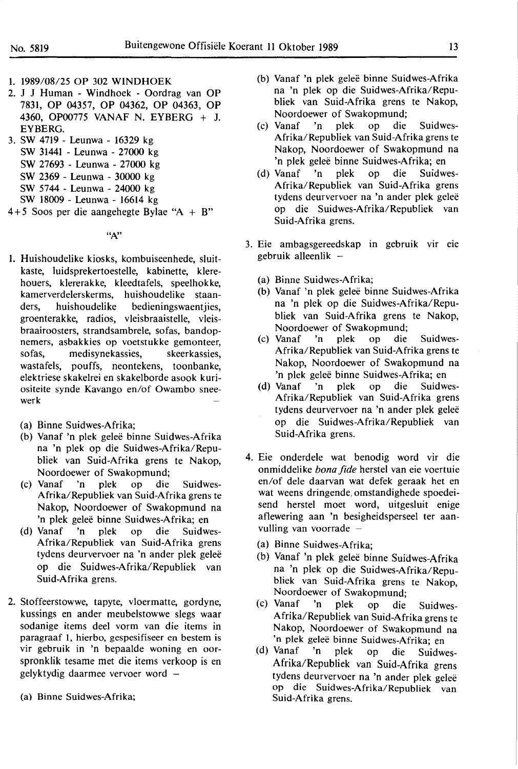1. 1989/08/25 OP 302 WINDHOEK
2. J J Human - Windhoek - Oordrag van OP 7831, OP 04357, OP 04362, OP 04363, OP 4360, OP00775 VANAF N. EYBERG + J. EYBERG.
3. SW 4719 - Leunwa - 16329 kg
   SW 31441 - Leunwa - 27000 kg
   SW 27693 - Leunwa - 27000 kg
   SW 2369 - Leunwa - 30000 kg
   SW 5744 - Leunwa - 24000 kg
   SW 18009 - Leunwa - 16614 kg

4+5 Soos per die aangehegte Bylae "A + B"

"A"

1. Huishoudelike kiosks, kombuiseenhede, sluitkaste, luidsprekertoestelle, kabinette, klerehouers, klererakke, kleedtafels, speelhokke, kamerverdelerskerms, huishoudelike staanders, huishoudelike bedieningswaentjies, groenterakke, radios, vleisbraaistelle, vleisbraairoosters, strandsambrele, sofas, bandopnemers, asbakkies op voetstukke gemonteer, sofas, medisynekassies, skeerkassies, wastafels, pouffs, neontekens, toonbanke, elektriese skakelrei en skakelborde asook kuriositeite synde Kavango en/of Owambo sneewerk –
   (a) Binne Suidwes-Afrika;
   (b) Vanaf 'n plek geleë binne Suidwes-Afrika na 'n plek op die Suidwes-Afrika/Republiek van Suid-Afrika grens te Nakop, Noordoewer of Swakopmund;
   (c) Vanaf 'n plek op die Suidwes-Afrika/Republiek van Suid-Afrika grens te Nakop, Noordoewer of Swakopmund na 'n plek geleë binne Suidwes-Afrika; en
   (d) Vanaf 'n plek op die Suidwes-Afrika/Republiek van Suid-Afrika grens tydens deurvervoer na 'n ander plek geleë op die Suidwes-Afrika/Republiek van Suid-Afrika grens.

2. Stoffeerstowwe, tapyte, vloermatte, gordyne, kussings en ander meubelstowwe slegs waar sodanige items deel vorm van die items in paragraaf 1, hierbo, gespesifiseer en bestem is vir gebruik in 'n bepaalde woning en oorspronklik tesame met die items verkoop is en gelyktydig daarmee vervoer word –
   (a) Binne Suidwes-Afrika;
   (b) Vanaf 'n plek geleë binne Suidwes-Afrika na 'n plek op die Suidwes-Afrika/Republiek van Suid-Afrika grens te Nakop, Noordoewer of Swakopmund;
   (c) Vanaf 'n plek op die Suidwes-Afrika/Republiek van Suid-Afrika grens te Nakop, Noordoewer of Swakopmund na 'n plek geleë binne Suidwes-Afrika; en
   (d) Vanaf 'n plek op die Suidwes-Afrika/Republiek van Suid-Afrika grens tydens deurvervoer na 'n ander plek geleë op die Suidwes-Afrika/Republiek van Suid-Afrika grens.

3. Eie ambagsgereedskap in gebruik vir eie gebruik alleenlik –
   (a) Binne Suidwes-Afrika;
   (b) Vanaf 'n plek geleë binne Suidwes-Afrika na 'n plek op die Suidwes-Afrika/Republiek van Suid-Afrika grens te Nakop, Noordoewer of Swakopmund;
   (c) Vanaf 'n plek op die Suidwes-Afrika/Republiek van Suid-Afrika grens te Nakop, Noordoewer of Swakopmund na 'n plek geleë binne Suidwes-Afrika; en
   (d) Vanaf 'n plek op die Suidwes-Afrika/Republiek van Suid-Afrika grens tydens deurvervoer na 'n ander plek geleë op die Suidwes-Afrika/Republiek van Suid-Afrika grens.

4. Eie onderdele wat benodig word vir die onmiddelike *bona fide* herstel van eie voertuie en/of dele daarvan wat defek geraak het en wat weens dringende omstandighede spoedeisend herstel moet word, uitgesluit enige aflewering aan 'n besigheidsperseel ter aanvulling van voorrade –
   (a) Binne Suidwes-Afrika;
   (b) Vanaf 'n plek geleë binne Suidwes-Afrika na 'n plek op die Suidwes-Afrika/Republiek van Suid-Afrika grens te Nakop, Noordoewer of Swakopmund;
   (c) Vanaf 'n plek op die Suidwes-Afrika/Republiek van Suid-Afrika grens te Nakop, Noordoewer of Swakopmund na 'n plek geleë binne Suidwes-Afrika; en
   (d) Vanaf 'n plek op die Suidwes-Afrika/Republiek van Suid-Afrika grens tydens deurvervoer na 'n ander plek geleë op die Suidwes-Afrika/Republiek van Suid-Afrika grens.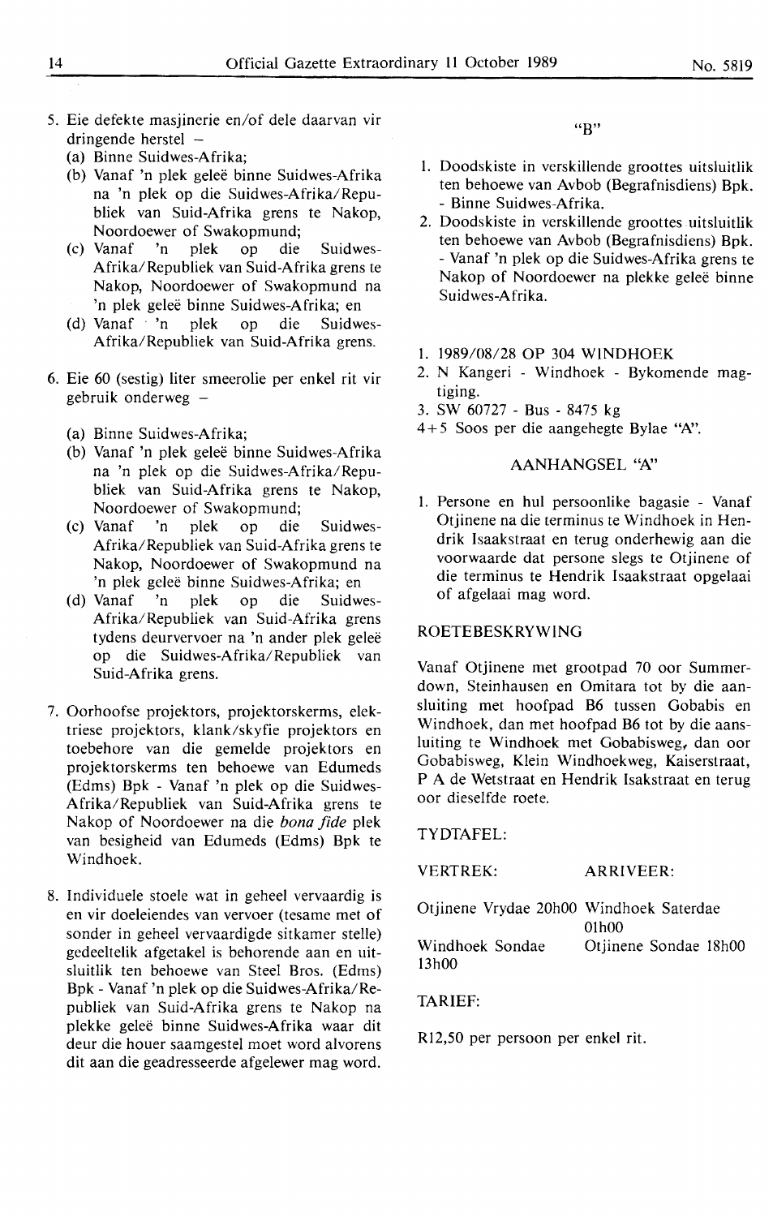5. Eie defekte masjinerie en/of dele daarvan vir dringende herstel –
   (a) Binne Suidwes-Afrika;
   (b) Vanaf 'n plek geleë binne Suidwes-Afrika na 'n plek op die Suidwes-Afrika/Republiek van Suid-Afrika grens te Nakop, Noordoewer of Swakopmund;
   (c) Vanaf 'n plek op die Suidwes-Afrika/Republiek van Suid-Afrika grens te Nakop, Noordoewer of Swakopmund na 'n plek geleë binne Suidwes-Afrika; en
   (d) Vanaf 'n plek op die Suidwes-Afrika/Republiek van Suid-Afrika grens.

6. Eie 60 (sestig) liter smeerolie per enkel rit vir gebruik onderweg –
   (a) Binne Suidwes-Afrika;
   (b) Vanaf 'n plek geleë binne Suidwes-Afrika na 'n plek op die Suidwes-Afrika/Republiek van Suid-Afrika grens te Nakop, Noordoewer of Swakopmund;
   (c) Vanaf 'n plek op die Suidwes-Afrika/Republiek van Suid-Afrika grens te Nakop, Noordoewer of Swakopmund na 'n plek geleë binne Suidwes-Afrika; en
   (d) Vanaf 'n plek op die Suidwes-Afrika/Republiek van Suid-Afrika grens tydens deurvervoer na 'n ander plek geleë op die Suidwes-Afrika/Republiek van Suid-Afrika grens.

7. Oorhoofse projektors, projektorskerms, elektriese projektors, klank/skyfie projektors en toebehore van die gemelde projektors en projektorskerms ten behoewe van Edumeds (Edms) Bpk - Vanaf 'n plek op die Suidwes-Afrika/Republiek van Suid-Afrika grens te Nakop of Noordoewer na die *bona fide* plek van besigheid van Edumeds (Edms) Bpk te Windhoek.

8. Individuele stoele wat in geheel vervaardig is en vir doeleindes van vervoer (tesame met of sonder in geheel vervaardigde sitkamer stelle) gedeeltelik afgetakel is behorende aan en uitsluitlik ten behoewe van Steel Bros. (Edms) Bpk - Vanaf 'n plek op die Suidwes-Afrika/Republiek van Suid-Afrika grens te Nakop na plekke geleë binne Suidwes-Afrika waar dit deur die houer saamgestel moet word alvorens dit aan die geadresseerde afgelewer mag word.

"B"

1. Doodskiste in verskillende groottes uitsluitlik ten behoewe van Avbob (Begrafnisdiens) Bpk. - Binne Suidwes-Afrika.
2. Doodskiste in verskillende groottes uitsluitlik ten behoewe van Avbob (Begrafnisdiens) Bpk. - Vanaf 'n plek op die Suidwes-Afrika grens te Nakop of Noordoewer na plekke geleë binne Suidwes-Afrika.

1. 1989/08/28 OP 304 WINDHOEK
2. N Kangeri - Windhoek - Bykomende magtiging.
3. SW 60727 - Bus - 8475 kg

4+5 Soos per die aangehegte Bylae "A".

AANHANGSEL "A"

1. Persone en hul persoonlike bagasie - Vanaf Otjinene na die terminus te Windhoek in Hendrik Isaakstraat en terug onderhewig aan die voorwaarde dat persone slegs te Otjinene of die terminus te Hendrik Isaakstraat opgelaai of afgelaai mag word.

ROETEBESKRYWING

Vanaf Otjinene met grootpad 70 oor Summerdown, Steinhausen en Omitara tot by die aansluiting met hoofpad B6 tussen Gobabis en Windhoek, dan met hoofpad B6 tot by die aansluiting te Windhoek met Gobabisweg, dan oor Gobabisweg, Klein Windhoekweg, Kaiserstraat, P A de Wetstraat en Hendrik Isakstraat en terug oor dieselfde roete.

TYDTAFEL:

| VERTREK: | ARRIVEER: |
|---|---|
| Otjinene Vrydae 20h00 | Windhoek Saterdae 01h00 |
| Windhoek Sondae 13h00 | Otjinene Sondae 18h00 |

TARIEF:

R12,50 per persoon per enkel rit.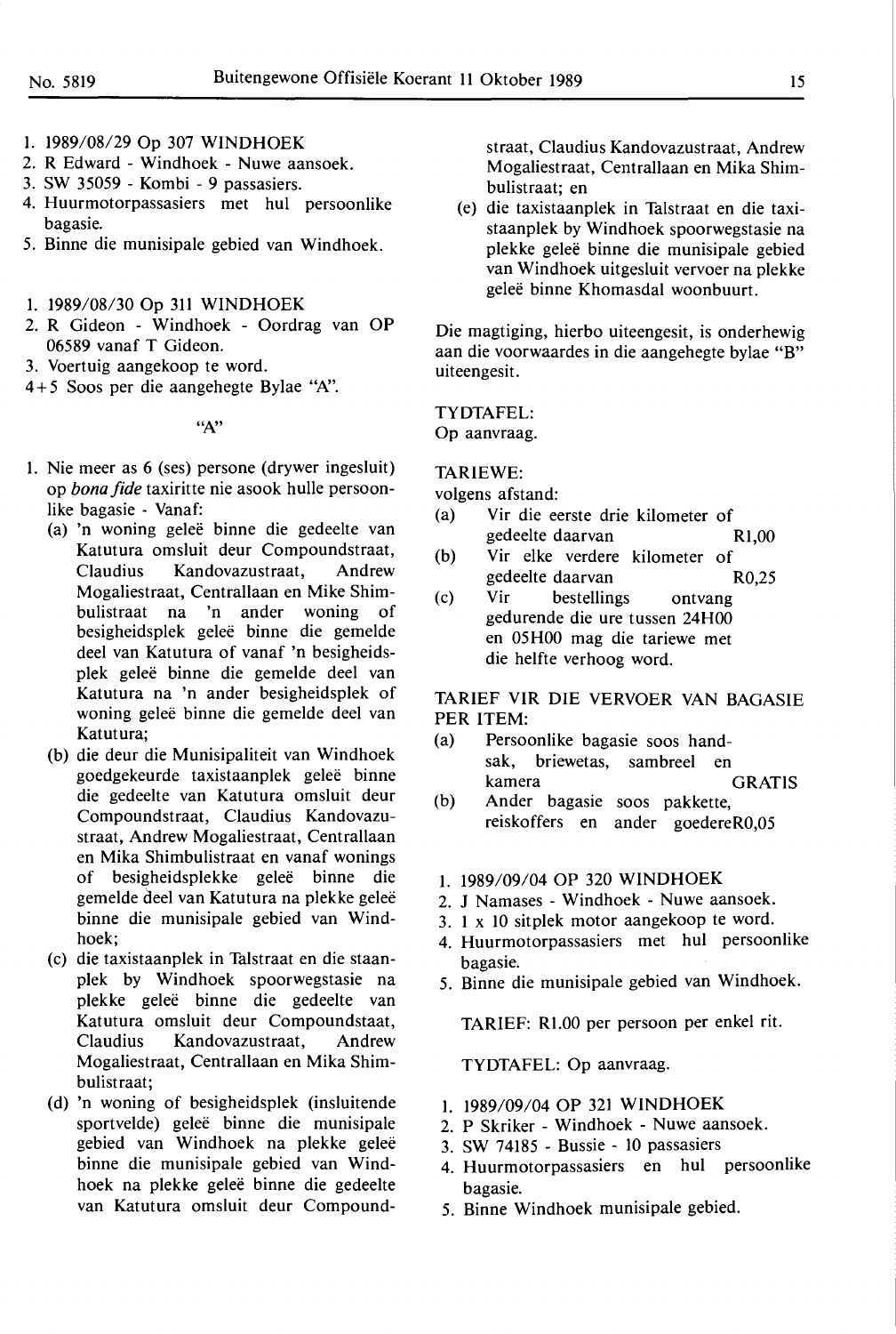1. 1989/08/29 Op 307 WINDHOEK
2. R Edward - Windhoek - Nuwe aansoek.
3. SW 35059 - Kombi - 9 passasiers.
4. Huurmotorpassasiers met hul persoonlike bagasie.
5. Binne die munisipale gebied van Windhoek.

1. 1989/08/30 Op 311 WINDHOEK
2. R Gideon - Windhoek - Oordrag van OP 06589 vanaf T Gideon.
3. Voertuig aangekoop te word.

4+5 Soos per die aangehegte Bylae "A".

"A"

1. Nie meer as 6 (ses) persone (drywer ingesluit) op *bona fide* taxiritte nie asook hulle persoonlike bagasie - Vanaf:
   (a) 'n woning geleë binne die gedeelte van Katutura omsluit deur Compoundstraat, Claudius Kandovazustraat, Andrew Mogaliestraat, Centrallaan en Mike Shimbulistraat na 'n ander woning of besigheidsplek geleë binne die gemelde deel van Katutura of vanaf 'n besigheidsplek geleë binne die gemelde deel van Katutura na 'n ander besigheidsplek of woning geleë binne die gemelde deel van Katutura;
   (b) die deur die Munisipaliteit van Windhoek goedgekeurde taxistaanplek geleë binne die gedeelte van Katutura omsluit deur Compoundstraat, Claudius Kandovazustraat, Andrew Mogaliestraat, Centrallaan en Mika Shimbulistraat en vanaf wonings of besigheidsplekke geleë binne die gemelde deel van Katutura na plekke geleë binne die munisipale gebied van Windhoek;
   (c) die taxistaanplek in Talstraat en die staanplek by Windhoek spoorwegstasie na plekke geleë binne die gedeelte van Katutura omsluit deur Compoundstaat, Claudius Kandovazustraat, Andrew Mogaliestraat, Centrallaan en Mika Shimbulistraat;
   (d) 'n woning of besigheidsplek (insluitende sportvelde) geleë binne die munisipale gebied van Windhoek na plekke geleë binne die munisipale gebied van Windhoek na plekke geleë binne die gedeelte van Katutura omsluit deur Compoundstraat, Claudius Kandovazustraat, Andrew Mogaliestraat, Centrallaan en Mika Shimbulistraat; en
   (e) die taxistaanplek in Talstraat en die taxistaanplek by Windhoek spoorwegstasie na plekke geleë binne die munisipale gebied van Windhoek uitgesluit vervoer na plekke geleë binne Khomasdal woonbuurt.

Die magtiging, hierbo uiteengesit, is onderhewig aan die voorwaardes in die aangehegte bylae "B" uiteengesit.

TYDTAFEL:
Op aanvraag.

TARIEWE:
volgens afstand:

(a) Vir die eerste drie kilometer of gedeelte daarvan R1,00
(b) Vir elke verdere kilometer of gedeelte daarvan R0,25
(c) Vir bestellings ontvang gedurende die ure tussen 24H00 en 05H00 mag die tariewe met die helfte verhoog word.

TARIEF VIR DIE VERVOER VAN BAGASIE PER ITEM:

(a) Persoonlike bagasie soos handsak, briewetas, sambreel en kamera GRATIS
(b) Ander bagasie soos pakkette, reiskoffers en ander goedere R0,05

1. 1989/09/04 OP 320 WINDHOEK
2. J Namases - Windhoek - Nuwe aansoek.
3. 1 x 10 sitplek motor aangekoop te word.
4. Huurmotorpassasiers met hul persoonlike bagasie.
5. Binne die munisipale gebied van Windhoek.

TARIEF: R1.00 per persoon per enkel rit.

TYDTAFEL: Op aanvraag.

1. 1989/09/04 OP 321 WINDHOEK
2. P Skriker - Windhoek - Nuwe aansoek.
3. SW 74185 - Bussie - 10 passasiers
4. Huurmotorpassasiers en hul persoonlike bagasie.
5. Binne Windhoek munisipale gebied.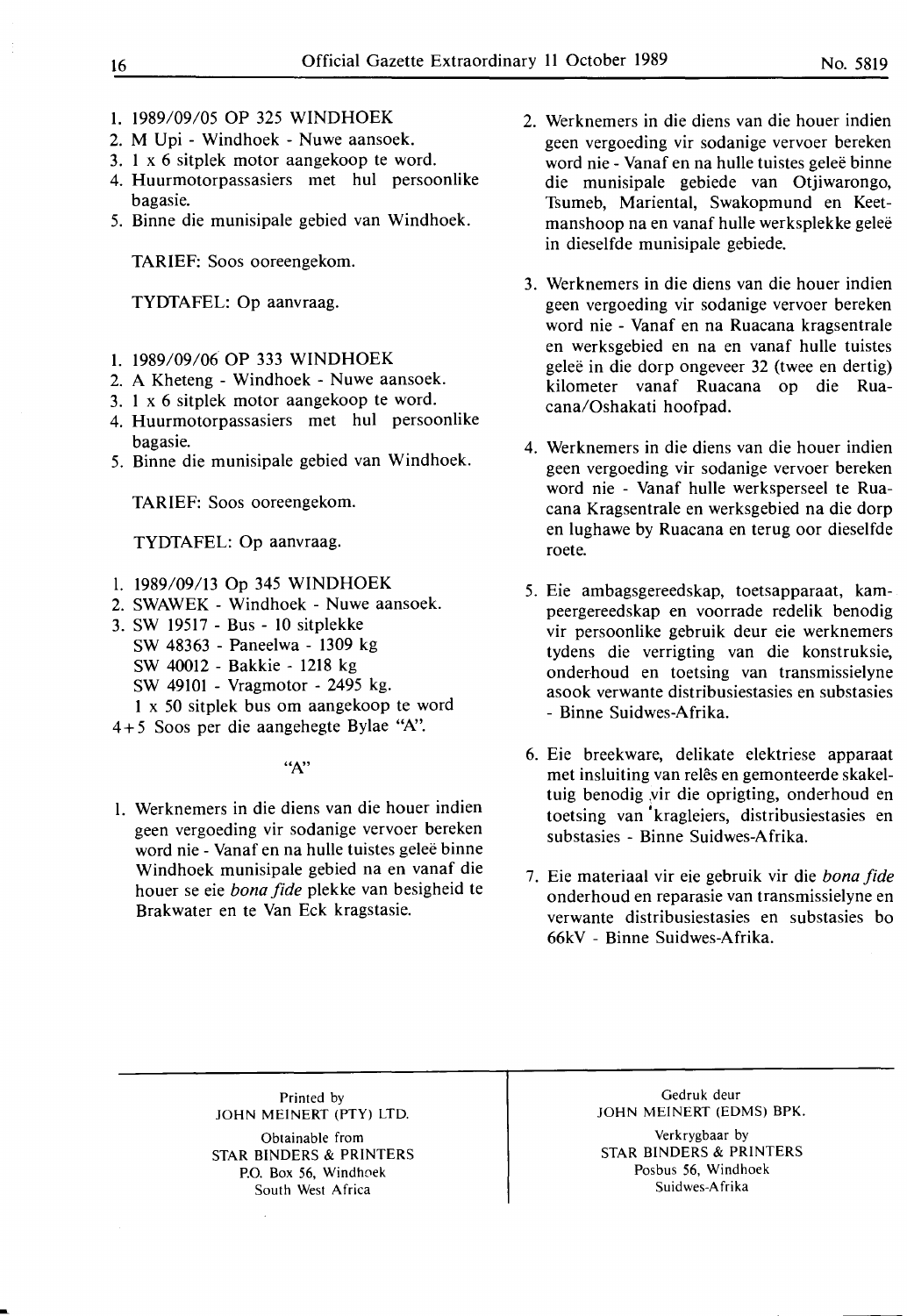1. 1989/09/05 OP 325 WINDHOEK
2. M Upi - Windhoek - Nuwe aansoek.
3. 1 x 6 sitplek motor aangekoop te word.
4. Huurmotorpassasiers met hul persoonlike bagasie.
5. Binne die munisipale gebied van Windhoek.

TARIEF: Soos ooreengekom.

TYDTAFEL: Op aanvraag.

1. 1989/09/06 OP 333 WINDHOEK
2. A Kheteng - Windhoek - Nuwe aansoek.
3. 1 x 6 sitplek motor aangekoop te word.
4. Huurmotorpassasiers met hul persoonlike bagasie.
5. Binne die munisipale gebied van Windhoek.

TARIEF: Soos ooreengekom.

TYDTAFEL: Op aanvraag.

1. 1989/09/13 Op 345 WINDHOEK
2. SWAWEK - Windhoek - Nuwe aansoek.
3. SW 19517 - Bus - 10 sitplekke
   SW 48363 - Paneelwa - 1309 kg
   SW 40012 - Bakkie - 1218 kg
   SW 49101 - Vragmotor - 2495 kg.
   1 x 50 sitplek bus om aangekoop te word

4+5 Soos per die aangehegte Bylae "A".

"A"

1. Werknemers in die diens van die houer indien geen vergoeding vir sodanige vervoer bereken word nie - Vanaf en na hulle tuistes geleë binne Windhoek munisipale gebied na en vanaf die houer se eie *bona fide* plekke van besigheid te Brakwater en te Van Eck kragstasie.
2. Werknemers in die diens van die houer indien geen vergoeding vir sodanige vervoer bereken word nie - Vanaf en na hulle tuistes geleë binne die munisipale gebiede van Otjiwarongo, Tsumeb, Mariental, Swakopmund en Keetmanshoop na en vanaf hulle werksplekke geleë in dieselfde munisipale gebiede.
3. Werknemers in die diens van die houer indien geen vergoeding vir sodanige vervoer bereken word nie - Vanaf en na Ruacana kragsentrale en werksgebied en na en vanaf hulle tuistes geleë in die dorp ongeveer 32 (twee en dertig) kilometer vanaf Ruacana op die Ruacana/Oshakati hoofpad.
4. Werknemers in die diens van die houer indien geen vergoeding vir sodanige vervoer bereken word nie - Vanaf hulle werksperseel te Ruacana Kragsentrale en werksgebied na die dorp en lughawe by Ruacana en terug oor dieselfde roete.
5. Eie ambagsgereedskap, toetsapparaat, kampeergereedskap en voorrade redelik benodig vir persoonlike gebruik deur eie werknemers tydens die verrigting van die konstruksie, onderhoud en toetsing van transmissielyne asook verwante distribusiestasies en substasies - Binne Suidwes-Afrika.
6. Eie breekware, delikate elektriese apparaat met insluiting van relês en gemonteerde skakeltuig benodig vir die oprigting, onderhoud en toetsing van kragleiers, distribusiestasies en substasies - Binne Suidwes-Afrika.
7. Eie materiaal vir eie gebruik vir die *bona fide* onderhoud en reparasie van transmissielyne en verwante distribusiestasies en substasies bo 66kV - Binne Suidwes-Afrika.

---

Printed by
JOHN MEINERT (PTY) LTD.
Obtainable from
STAR BINDERS & PRINTERS
P.O. Box 56, Windhoek
South West Africa

Gedruk deur
JOHN MEINERT (EDMS) BPK.
Verkrygbaar by
STAR BINDERS & PRINTERS
Posbus 56, Windhoek
Suidwes-Afrika